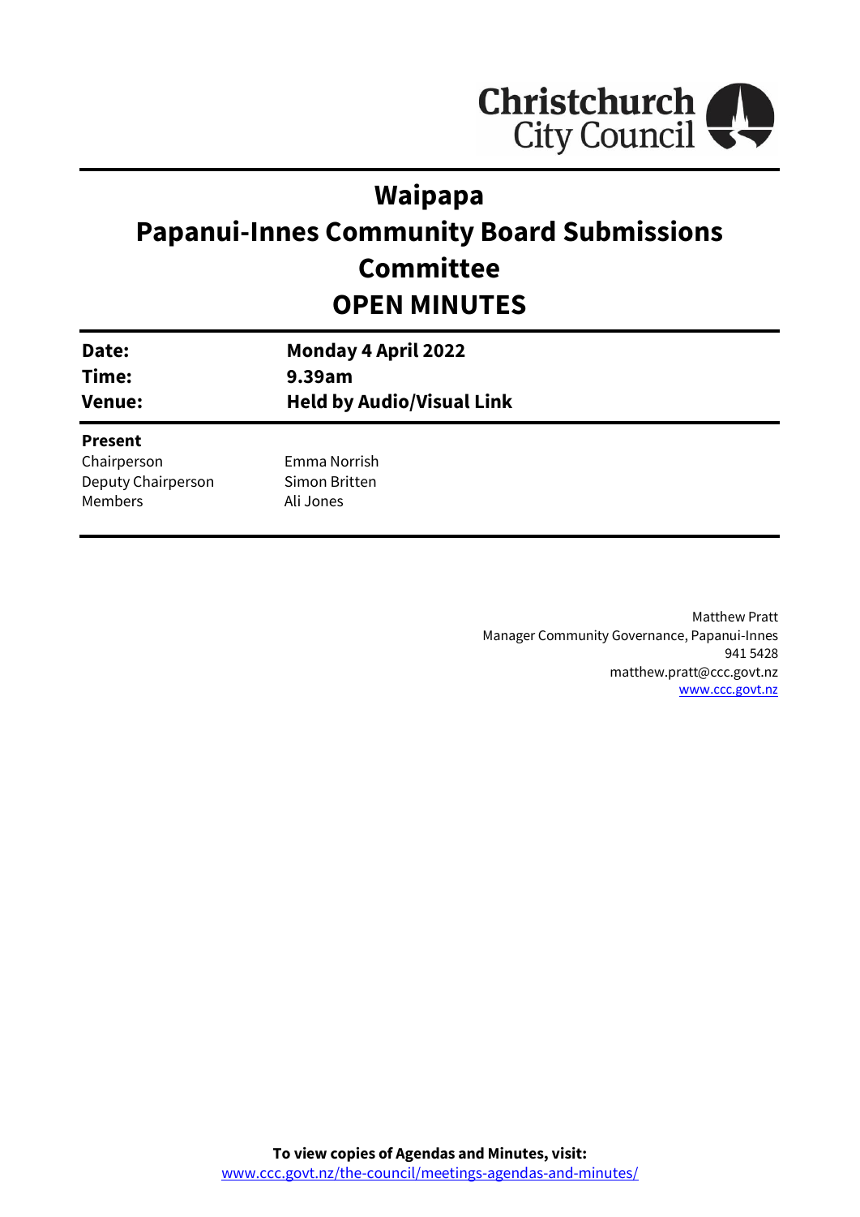Christchurch City Council

# Waipapa
# Papanui-Innes Community Board Submissions Committee
# OPEN MINUTES

| | |
|---|---|
| **Date:** | **Monday 4 April 2022** |
| **Time:** | **9.39am** |
| **Venue:** | **Held by Audio/Visual Link** |

**Present**

| | |
|---|---|
| Chairperson | Emma Norrish |
| Deputy Chairperson | Simon Britten |
| Members | Ali Jones |

Matthew Pratt
Manager Community Governance, Papanui-Innes
941 5428
matthew.pratt@ccc.govt.nz
www.ccc.govt.nz

**To view copies of Agendas and Minutes, visit:**
www.ccc.govt.nz/the-council/meetings-agendas-and-minutes/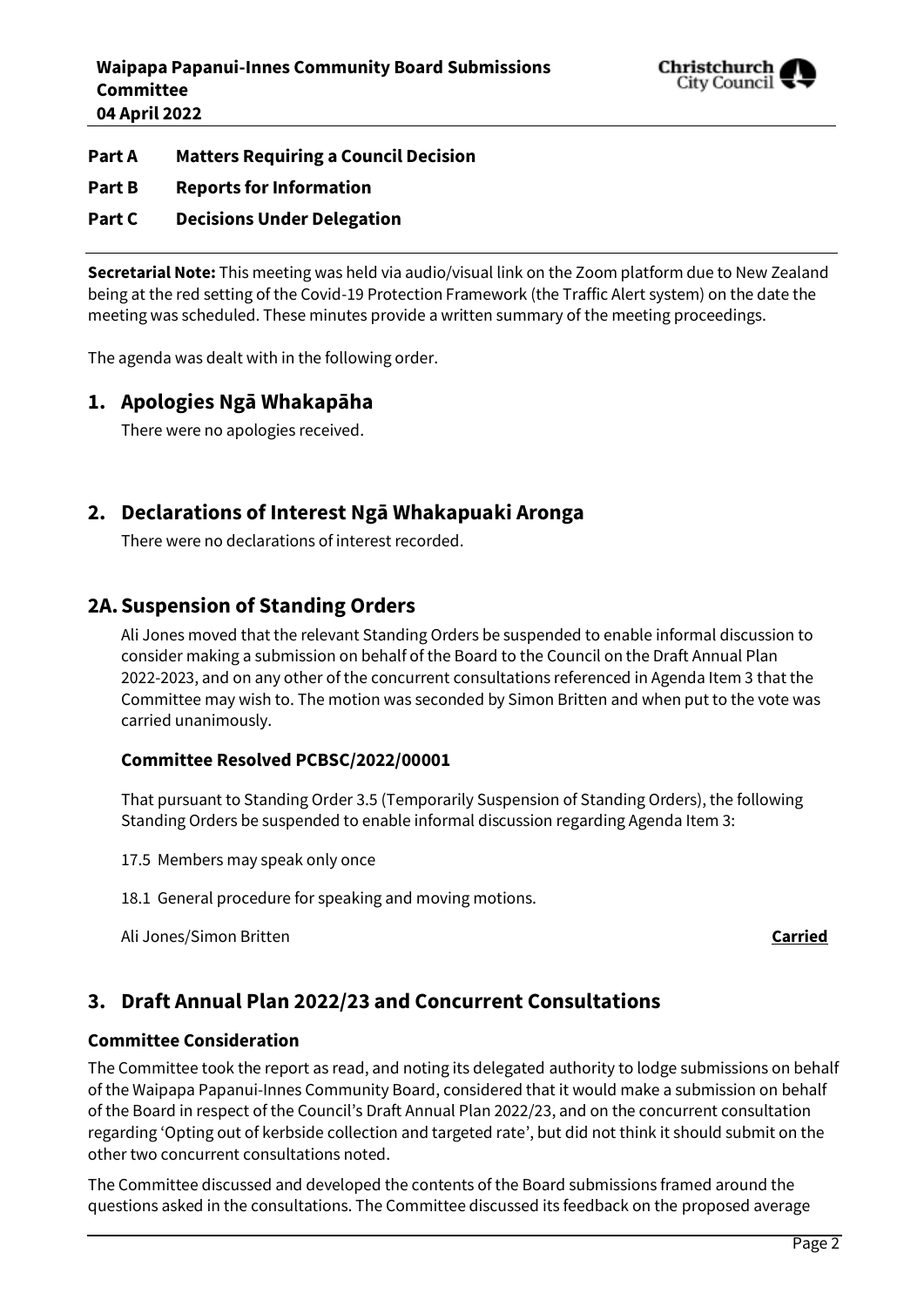**Part A Matters Requiring a Council Decision**

**Part B Reports for Information**

**Part C Decisions Under Delegation**

**Secretarial Note:** This meeting was held via audio/visual link on the Zoom platform due to New Zealand being at the red setting of the Covid-19 Protection Framework (the Traffic Alert system) on the date the meeting was scheduled. These minutes provide a written summary of the meeting proceedings.

The agenda was dealt with in the following order.

## 1. Apologies Ngā Whakapāha

There were no apologies received.

## 2. Declarations of Interest Ngā Whakapuaki Aronga

There were no declarations of interest recorded.

## 2A. Suspension of Standing Orders

Ali Jones moved that the relevant Standing Orders be suspended to enable informal discussion to consider making a submission on behalf of the Board to the Council on the Draft Annual Plan 2022-2023, and on any other of the concurrent consultations referenced in Agenda Item 3 that the Committee may wish to. The motion was seconded by Simon Britten and when put to the vote was carried unanimously.

### Committee Resolved PCBSC/2022/00001

That pursuant to Standing Order 3.5 (Temporarily Suspension of Standing Orders), the following Standing Orders be suspended to enable informal discussion regarding Agenda Item 3:

17.5 Members may speak only once

18.1 General procedure for speaking and moving motions.

Ali Jones/Simon Britten **Carried**

## 3. Draft Annual Plan 2022/23 and Concurrent Consultations

### Committee Consideration

The Committee took the report as read, and noting its delegated authority to lodge submissions on behalf of the Waipapa Papanui-Innes Community Board, considered that it would make a submission on behalf of the Board in respect of the Council's Draft Annual Plan 2022/23, and on the concurrent consultation regarding 'Opting out of kerbside collection and targeted rate', but did not think it should submit on the other two concurrent consultations noted.

The Committee discussed and developed the contents of the Board submissions framed around the questions asked in the consultations. The Committee discussed its feedback on the proposed average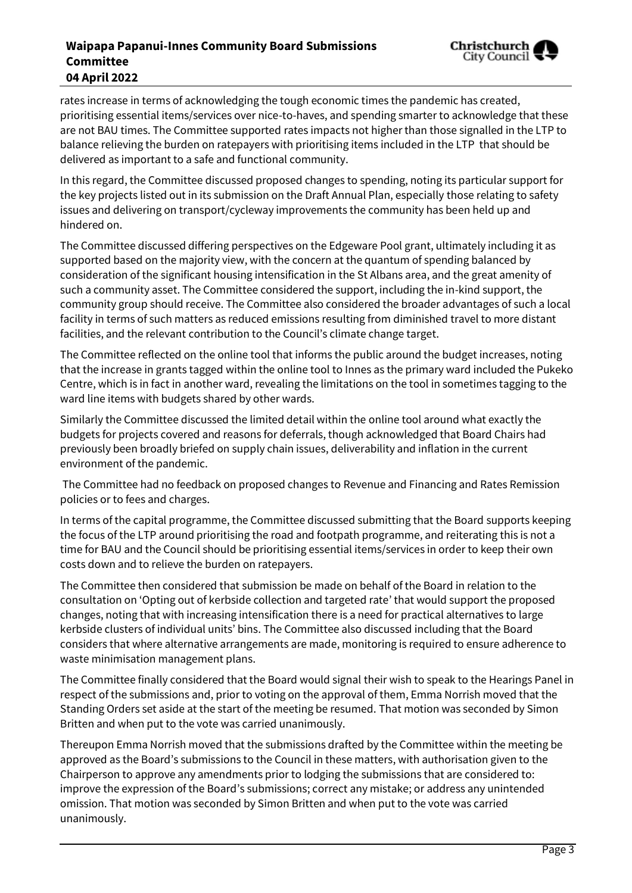rates increase in terms of acknowledging the tough economic times the pandemic has created, prioritising essential items/services over nice-to-haves, and spending smarter to acknowledge that these are not BAU times. The Committee supported rates impacts not higher than those signalled in the LTP to balance relieving the burden on ratepayers with prioritising items included in the LTP that should be delivered as important to a safe and functional community.

In this regard, the Committee discussed proposed changes to spending, noting its particular support for the key projects listed out in its submission on the Draft Annual Plan, especially those relating to safety issues and delivering on transport/cycleway improvements the community has been held up and hindered on.

The Committee discussed differing perspectives on the Edgeware Pool grant, ultimately including it as supported based on the majority view, with the concern at the quantum of spending balanced by consideration of the significant housing intensification in the St Albans area, and the great amenity of such a community asset. The Committee considered the support, including the in-kind support, the community group should receive. The Committee also considered the broader advantages of such a local facility in terms of such matters as reduced emissions resulting from diminished travel to more distant facilities, and the relevant contribution to the Council's climate change target.

The Committee reflected on the online tool that informs the public around the budget increases, noting that the increase in grants tagged within the online tool to Innes as the primary ward included the Pukeko Centre, which is in fact in another ward, revealing the limitations on the tool in sometimes tagging to the ward line items with budgets shared by other wards.

Similarly the Committee discussed the limited detail within the online tool around what exactly the budgets for projects covered and reasons for deferrals, though acknowledged that Board Chairs had previously been broadly briefed on supply chain issues, deliverability and inflation in the current environment of the pandemic.

The Committee had no feedback on proposed changes to Revenue and Financing and Rates Remission policies or to fees and charges.

In terms of the capital programme, the Committee discussed submitting that the Board supports keeping the focus of the LTP around prioritising the road and footpath programme, and reiterating this is not a time for BAU and the Council should be prioritising essential items/services in order to keep their own costs down and to relieve the burden on ratepayers.

The Committee then considered that submission be made on behalf of the Board in relation to the consultation on 'Opting out of kerbside collection and targeted rate' that would support the proposed changes, noting that with increasing intensification there is a need for practical alternatives to large kerbside clusters of individual units' bins. The Committee also discussed including that the Board considers that where alternative arrangements are made, monitoring is required to ensure adherence to waste minimisation management plans.

The Committee finally considered that the Board would signal their wish to speak to the Hearings Panel in respect of the submissions and, prior to voting on the approval of them, Emma Norrish moved that the Standing Orders set aside at the start of the meeting be resumed. That motion was seconded by Simon Britten and when put to the vote was carried unanimously.

Thereupon Emma Norrish moved that the submissions drafted by the Committee within the meeting be approved as the Board's submissions to the Council in these matters, with authorisation given to the Chairperson to approve any amendments prior to lodging the submissions that are considered to: improve the expression of the Board's submissions; correct any mistake; or address any unintended omission. That motion was seconded by Simon Britten and when put to the vote was carried unanimously.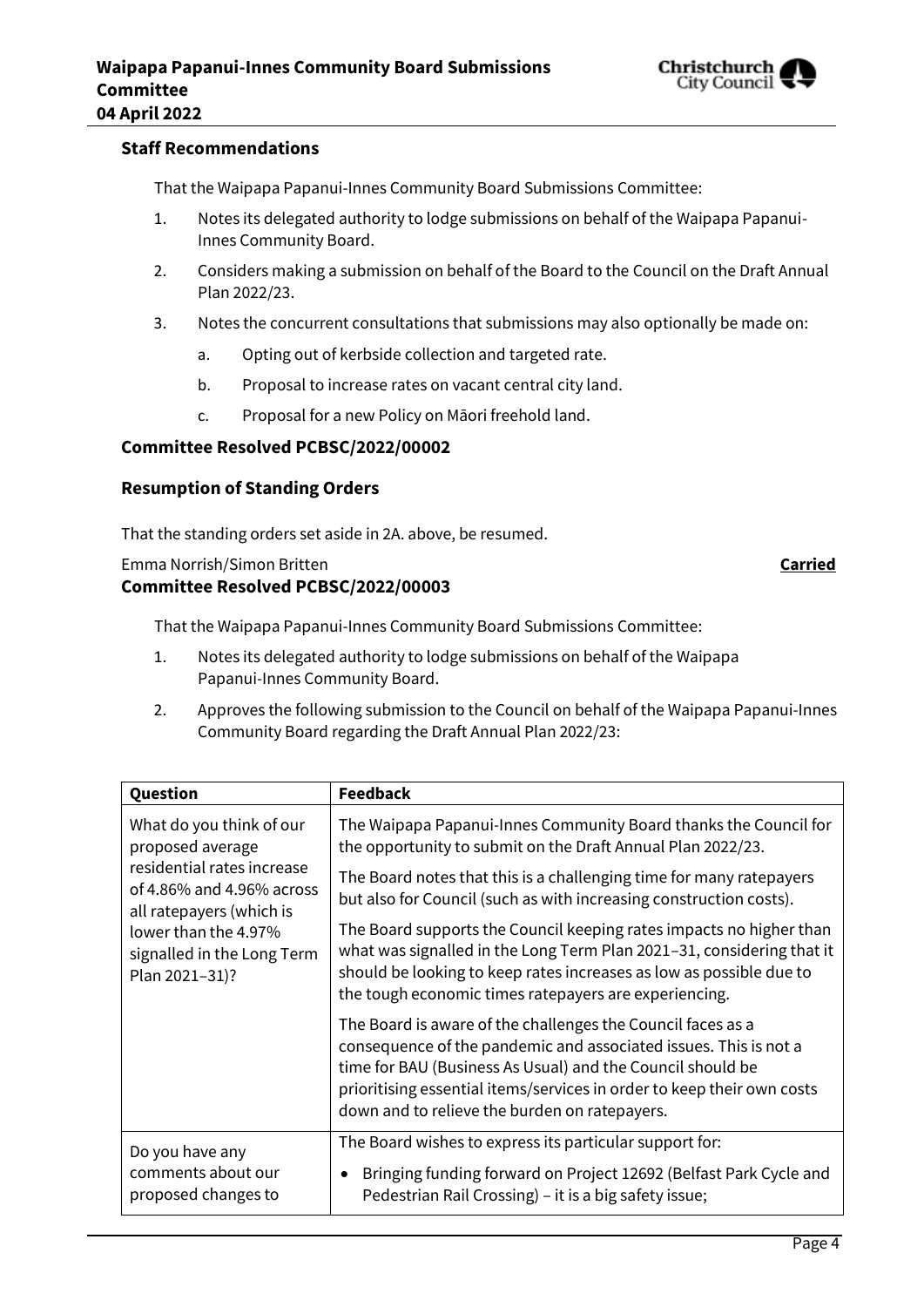### Staff Recommendations

That the Waipapa Papanui-Innes Community Board Submissions Committee:

1. Notes its delegated authority to lodge submissions on behalf of the Waipapa Papanui-Innes Community Board.
2. Considers making a submission on behalf of the Board to the Council on the Draft Annual Plan 2022/23.
3. Notes the concurrent consultations that submissions may also optionally be made on:
    a. Opting out of kerbside collection and targeted rate.
    b. Proposal to increase rates on vacant central city land.
    c. Proposal for a new Policy on Māori freehold land.

### Committee Resolved PCBSC/2022/00002

### Resumption of Standing Orders

That the standing orders set aside in 2A. above, be resumed.

Emma Norrish/Simon Britten **Carried**

### Committee Resolved PCBSC/2022/00003

That the Waipapa Papanui-Innes Community Board Submissions Committee:

1. Notes its delegated authority to lodge submissions on behalf of the Waipapa Papanui-Innes Community Board.
2. Approves the following submission to the Council on behalf of the Waipapa Papanui-Innes Community Board regarding the Draft Annual Plan 2022/23:

| Question | Feedback |
|---|---|
| What do you think of our proposed average residential rates increase of 4.86% and 4.96% across all ratepayers (which is lower than the 4.97% signalled in the Long Term Plan 2021–31)? | The Waipapa Papanui-Innes Community Board thanks the Council for the opportunity to submit on the Draft Annual Plan 2022/23.<br><br>The Board notes that this is a challenging time for many ratepayers but also for Council (such as with increasing construction costs).<br><br>The Board supports the Council keeping rates impacts no higher than what was signalled in the Long Term Plan 2021–31, considering that it should be looking to keep rates increases as low as possible due to the tough economic times ratepayers are experiencing.<br><br>The Board is aware of the challenges the Council faces as a consequence of the pandemic and associated issues. This is not a time for BAU (Business As Usual) and the Council should be prioritising essential items/services in order to keep their own costs down and to relieve the burden on ratepayers. |
| Do you have any comments about our proposed changes to | The Board wishes to express its particular support for:<br><br>• Bringing funding forward on Project 12692 (Belfast Park Cycle and Pedestrian Rail Crossing) – it is a big safety issue; |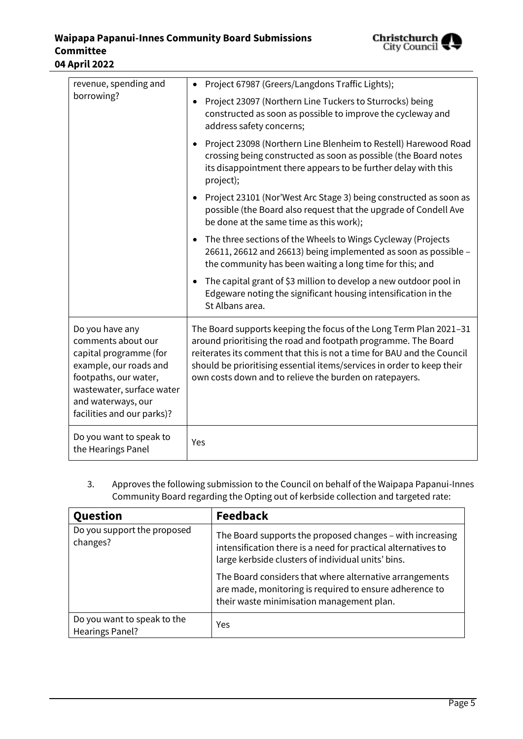| | |
|---|---|
| revenue, spending and borrowing? | • Project 67987 (Greers/Langdons Traffic Lights);<br>• Project 23097 (Northern Line Tuckers to Sturrocks) being constructed as soon as possible to improve the cycleway and address safety concerns;<br>• Project 23098 (Northern Line Blenheim to Restell) Harewood Road crossing being constructed as soon as possible (the Board notes its disappointment there appears to be further delay with this project);<br>• Project 23101 (Nor'West Arc Stage 3) being constructed as soon as possible (the Board also request that the upgrade of Condell Ave be done at the same time as this work);<br>• The three sections of the Wheels to Wings Cycleway (Projects 26611, 26612 and 26613) being implemented as soon as possible – the community has been waiting a long time for this; and<br>• The capital grant of $3 million to develop a new outdoor pool in Edgeware noting the significant housing intensification in the St Albans area. |
| Do you have any comments about our capital programme (for example, our roads and footpaths, our water, wastewater, surface water and waterways, our facilities and our parks)? | The Board supports keeping the focus of the Long Term Plan 2021–31 around prioritising the road and footpath programme. The Board reiterates its comment that this is not a time for BAU and the Council should be prioritising essential items/services in order to keep their own costs down and to relieve the burden on ratepayers. |
| Do you want to speak to the Hearings Panel | Yes |

3. Approves the following submission to the Council on behalf of the Waipapa Papanui-Innes Community Board regarding the Opting out of kerbside collection and targeted rate:

| Question | Feedback |
|---|---|
| Do you support the proposed changes? | The Board supports the proposed changes – with increasing intensification there is a need for practical alternatives to large kerbside clusters of individual units' bins.<br><br>The Board considers that where alternative arrangements are made, monitoring is required to ensure adherence to their waste minimisation management plan. |
| Do you want to speak to the Hearings Panel? | Yes |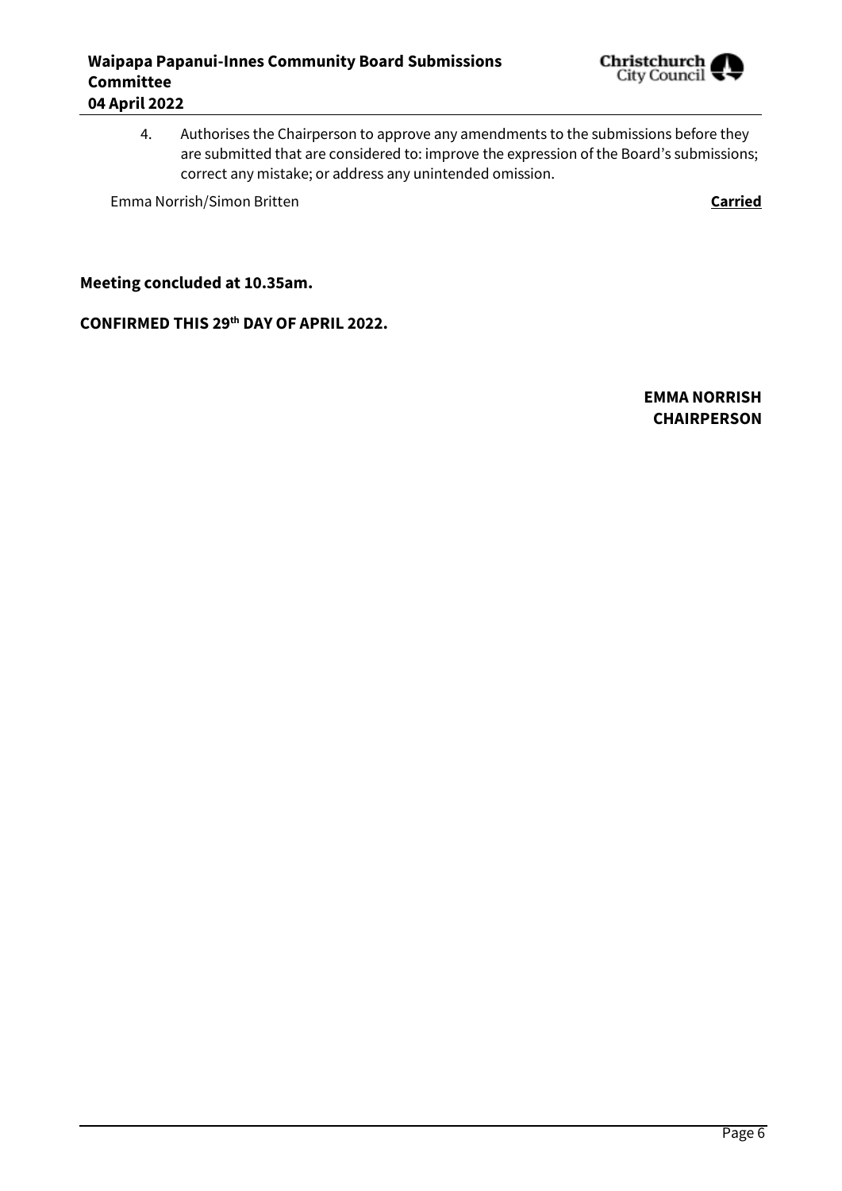4. Authorises the Chairperson to approve any amendments to the submissions before they are submitted that are considered to: improve the expression of the Board's submissions; correct any mistake; or address any unintended omission.

Emma Norrish/Simon Britten **Carried**

**Meeting concluded at 10.35am.**

**CONFIRMED THIS 29th DAY OF APRIL 2022.**

**EMMA NORRISH**
**CHAIRPERSON**